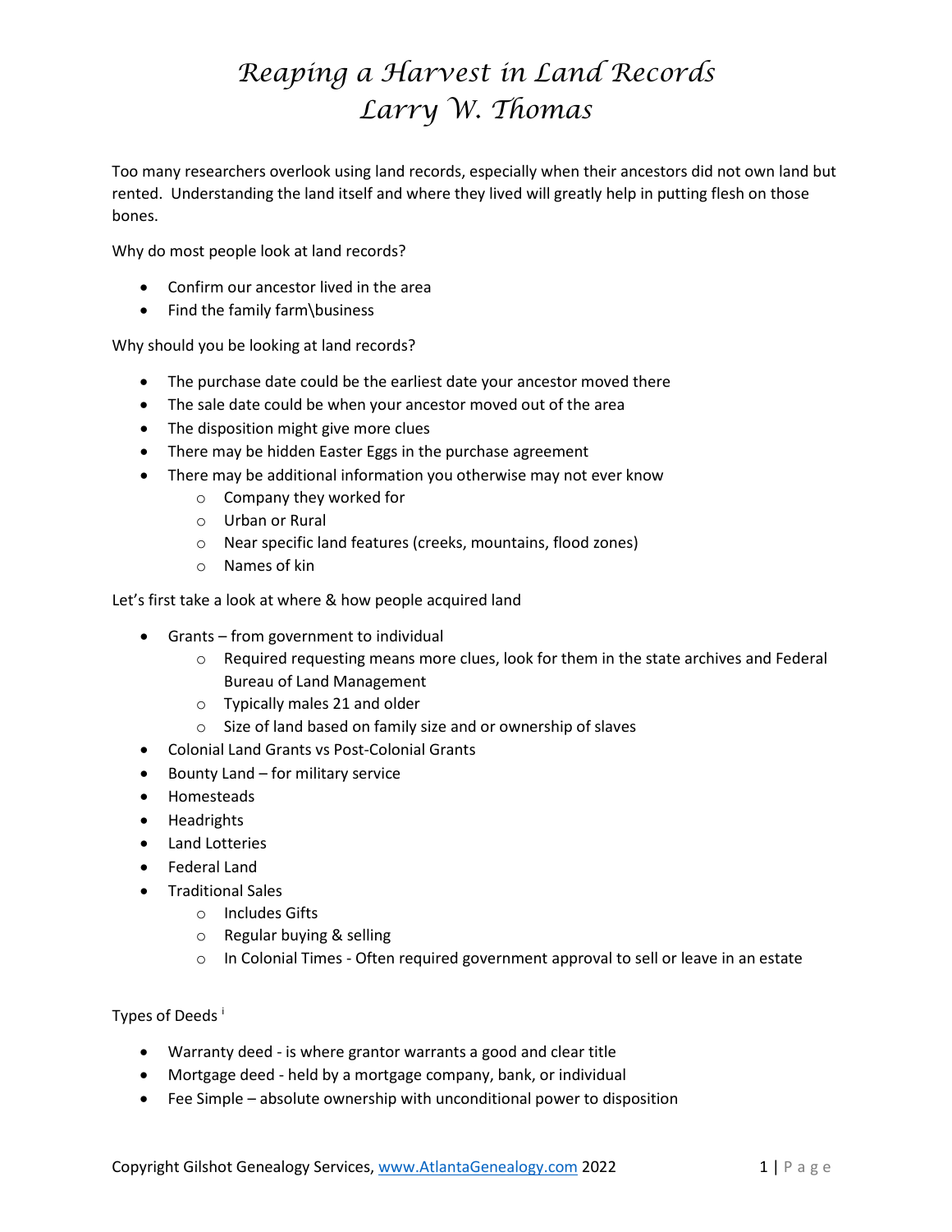# *Reaping a Harvest in Land Records*
# *Larry W. Thomas*

Too many researchers overlook using land records, especially when their ancestors did not own land but rented. Understanding the land itself and where they lived will greatly help in putting flesh on those bones.

Why do most people look at land records?

- Confirm our ancestor lived in the area
- Find the family farm\business

Why should you be looking at land records?

- The purchase date could be the earliest date your ancestor moved there
- The sale date could be when your ancestor moved out of the area
- The disposition might give more clues
- There may be hidden Easter Eggs in the purchase agreement
- There may be additional information you otherwise may not ever know
  - Company they worked for
  - Urban or Rural
  - Near specific land features (creeks, mountains, flood zones)
  - Names of kin

Let's first take a look at where & how people acquired land

- Grants – from government to individual
  - Required requesting means more clues, look for them in the state archives and Federal Bureau of Land Management
  - Typically males 21 and older
  - Size of land based on family size and or ownership of slaves
- Colonial Land Grants vs Post-Colonial Grants
- Bounty Land – for military service
- Homesteads
- Headrights
- Land Lotteries
- Federal Land
- Traditional Sales
  - Includes Gifts
  - Regular buying & selling
  - In Colonial Times - Often required government approval to sell or leave in an estate

Types of Deeds [i]

- Warranty deed - is where grantor warrants a good and clear title
- Mortgage deed - held by a mortgage company, bank, or individual
- Fee Simple – absolute ownership with unconditional power to disposition

Copyright Gilshot Genealogy Services, www.AtlantaGenealogy.com 2022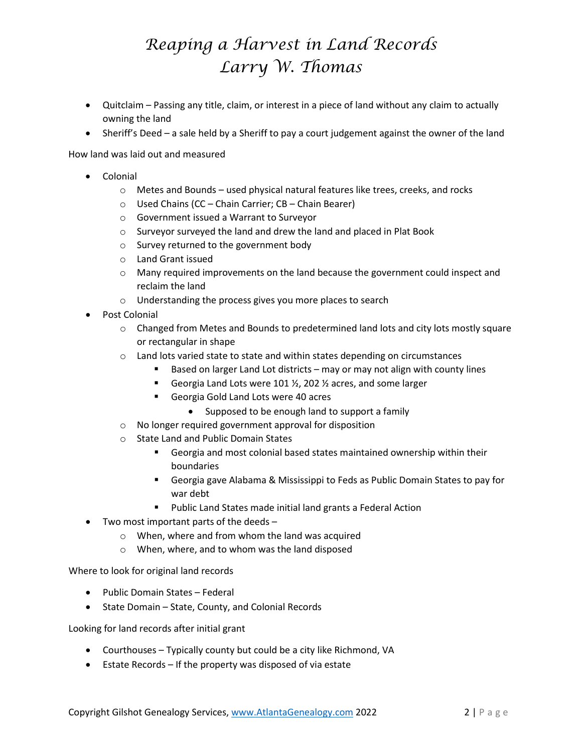- Quitclaim – Passing any title, claim, or interest in a piece of land without any claim to actually owning the land
- Sheriff's Deed – a sale held by a Sheriff to pay a court judgement against the owner of the land

How land was laid out and measured

- Colonial
  - Metes and Bounds – used physical natural features like trees, creeks, and rocks
  - Used Chains (CC – Chain Carrier; CB – Chain Bearer)
  - Government issued a Warrant to Surveyor
  - Surveyor surveyed the land and drew the land and placed in Plat Book
  - Survey returned to the government body
  - Land Grant issued
  - Many required improvements on the land because the government could inspect and reclaim the land
  - Understanding the process gives you more places to search
- Post Colonial
  - Changed from Metes and Bounds to predetermined land lots and city lots mostly square or rectangular in shape
  - Land lots varied state to state and within states depending on circumstances
    - Based on larger Land Lot districts – may or may not align with county lines
    - Georgia Land Lots were 101 ½, 202 ½ acres, and some larger
    - Georgia Gold Land Lots were 40 acres
      - Supposed to be enough land to support a family
  - No longer required government approval for disposition
  - State Land and Public Domain States
    - Georgia and most colonial based states maintained ownership within their boundaries
    - Georgia gave Alabama & Mississippi to Feds as Public Domain States to pay for war debt
    - Public Land States made initial land grants a Federal Action
- Two most important parts of the deeds –
  - When, where and from whom the land was acquired
  - When, where, and to whom was the land disposed

Where to look for original land records

- Public Domain States – Federal
- State Domain – State, County, and Colonial Records

Looking for land records after initial grant

- Courthouses – Typically county but could be a city like Richmond, VA
- Estate Records – If the property was disposed of via estate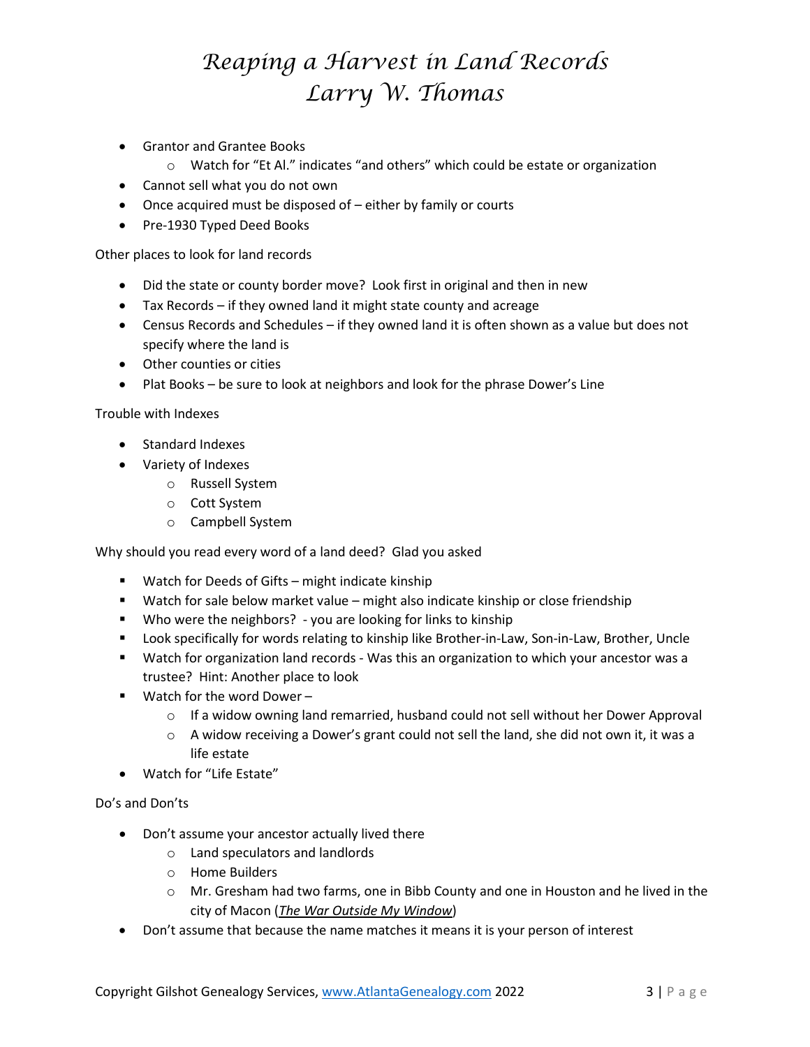- Grantor and Grantee Books
  - Watch for "Et Al." indicates "and others" which could be estate or organization
- Cannot sell what you do not own
- Once acquired must be disposed of – either by family or courts
- Pre-1930 Typed Deed Books

Other places to look for land records

- Did the state or county border move? Look first in original and then in new
- Tax Records – if they owned land it might state county and acreage
- Census Records and Schedules – if they owned land it is often shown as a value but does not specify where the land is
- Other counties or cities
- Plat Books – be sure to look at neighbors and look for the phrase Dower's Line

Trouble with Indexes

- Standard Indexes
- Variety of Indexes
  - Russell System
  - Cott System
  - Campbell System

Why should you read every word of a land deed? Glad you asked

- Watch for Deeds of Gifts – might indicate kinship
- Watch for sale below market value – might also indicate kinship or close friendship
- Who were the neighbors? - you are looking for links to kinship
- Look specifically for words relating to kinship like Brother-in-Law, Son-in-Law, Brother, Uncle
- Watch for organization land records - Was this an organization to which your ancestor was a trustee? Hint: Another place to look
- Watch for the word Dower –
  - If a widow owning land remarried, husband could not sell without her Dower Approval
  - A widow receiving a Dower's grant could not sell the land, she did not own it, it was a life estate
- Watch for "Life Estate"

Do's and Don'ts

- Don't assume your ancestor actually lived there
  - Land speculators and landlords
  - Home Builders
  - Mr. Gresham had two farms, one in Bibb County and one in Houston and he lived in the city of Macon (*The War Outside My Window*)
- Don't assume that because the name matches it means it is your person of interest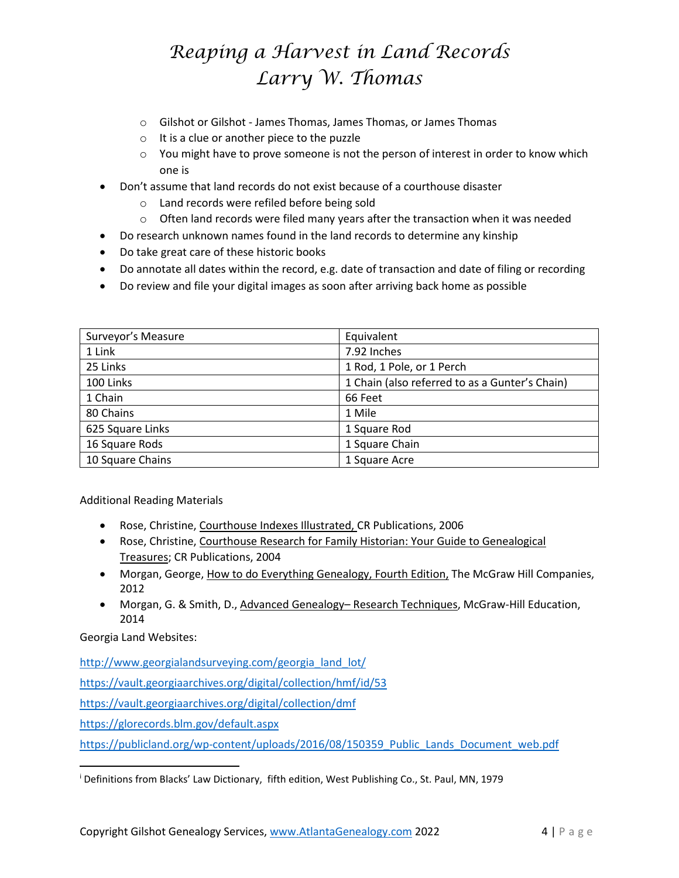- Gilshot or Gilshot - James Thomas, James Thomas, or James Thomas
  - It is a clue or another piece to the puzzle
  - You might have to prove someone is not the person of interest in order to know which one is
- Don't assume that land records do not exist because of a courthouse disaster
  - Land records were refiled before being sold
  - Often land records were filed many years after the transaction when it was needed
- Do research unknown names found in the land records to determine any kinship
- Do take great care of these historic books
- Do annotate all dates within the record, e.g. date of transaction and date of filing or recording
- Do review and file your digital images as soon after arriving back home as possible

| Surveyor's Measure | Equivalent |
|---|---|
| 1 Link | 7.92 Inches |
| 25 Links | 1 Rod, 1 Pole, or 1 Perch |
| 100 Links | 1 Chain (also referred to as a Gunter's Chain) |
| 1 Chain | 66 Feet |
| 80 Chains | 1 Mile |
| 625 Square Links | 1 Square Rod |
| 16 Square Rods | 1 Square Chain |
| 10 Square Chains | 1 Square Acre |

Additional Reading Materials

- Rose, Christine, Courthouse Indexes Illustrated, CR Publications, 2006
- Rose, Christine, Courthouse Research for Family Historian: Your Guide to Genealogical Treasures; CR Publications, 2004
- Morgan, George, How to do Everything Genealogy, Fourth Edition, The McGraw Hill Companies, 2012
- Morgan, G. & Smith, D., Advanced Genealogy– Research Techniques, McGraw-Hill Education, 2014

Georgia Land Websites:

http://www.georgialandsurveying.com/georgia_land_lot/

https://vault.georgiaarchives.org/digital/collection/hmf/id/53

https://vault.georgiaarchives.org/digital/collection/dmf

https://glorecords.blm.gov/default.aspx

https://publicland.org/wp-content/uploads/2016/08/150359_Public_Lands_Document_web.pdf

---

[i] Definitions from Blacks' Law Dictionary, fifth edition, West Publishing Co., St. Paul, MN, 1979